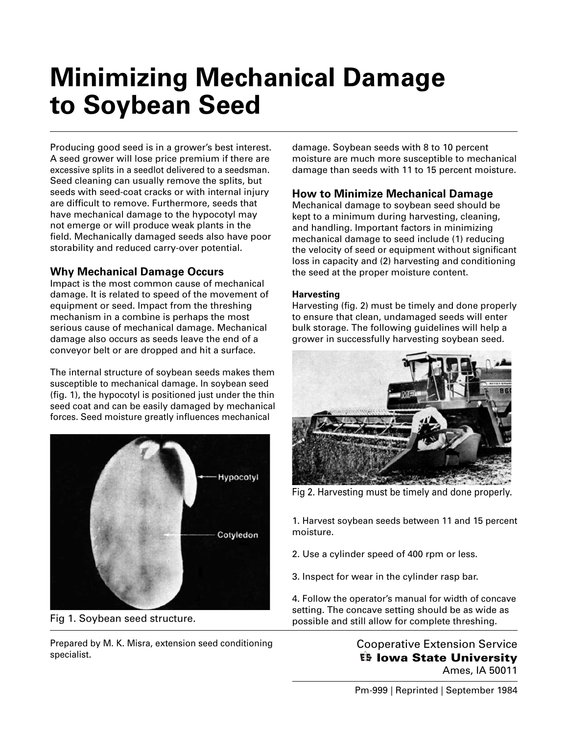# Minimizing Mechanical Damage to Soybean Seed

Producing good seed is in a grower's best interest. A seed grower will lose price premium if there are excessive splits in a seedlot delivered to a seedsman. Seed cleaning can usually remove the splits, but seeds with seed-coat cracks or with internal injury are difficult to remove. Furthermore, seeds that have mechanical damage to the hypocotyl may not emerge or will produce weak plants in the field. Mechanically damaged seeds also have poor storability and reduced carry-over potential.

### Why Mechanical Damage Occurs

Impact is the most common cause of mechanical damage. It is related to speed of the movement of equipment or seed. Impact from the threshing mechanism in a combine is perhaps the most serious cause of mechanical damage. Mechanical damage also occurs as seeds leave the end of a conveyor belt or are dropped and hit a surface.

The internal structure of soybean seeds makes them susceptible to mechanical damage. In soybean seed (fig. 1), the hypocotyl is positioned just under the thin seed coat and can be easily damaged by mechanical forces. Seed moisture greatly influences mechanical damage. Soybean seeds with 8 to 10 percent moisture are much more susceptible to mechanical damage than seeds with 11 to 15 percent moisture.

Fig 1. Soybean seed structure.

### How to Minimize Mechanical Damage

Mechanical damage to soybean seed should be kept to a minimum during harvesting, cleaning, and handling. Important factors in minimizing mechanical damage to seed include (1) reducing the velocity of seed or equipment without significant loss in capacity and (2) harvesting and conditioning the seed at the proper moisture content.

#### Harvesting

Harvesting (fig. 2) must be timely and done properly to ensure that clean, undamaged seeds will enter bulk storage. The following guidelines will help a grower in successfully harvesting soybean seed.

Fig 2. Harvesting must be timely and done properly.

1. Harvest soybean seeds between 11 and 15 percent moisture.

2. Use a cylinder speed of 400 rpm or less.

3. Inspect for wear in the cylinder rasp bar.

4. Follow the operator's manual for width of concave setting. The concave setting should be as wide as possible and still allow for complete threshing.

Prepared by M. K. Misra, extension seed conditioning specialist.

Cooperative Extension Service
Iowa State University
Ames, IA 50011

Pm-999 | Reprinted | September 1984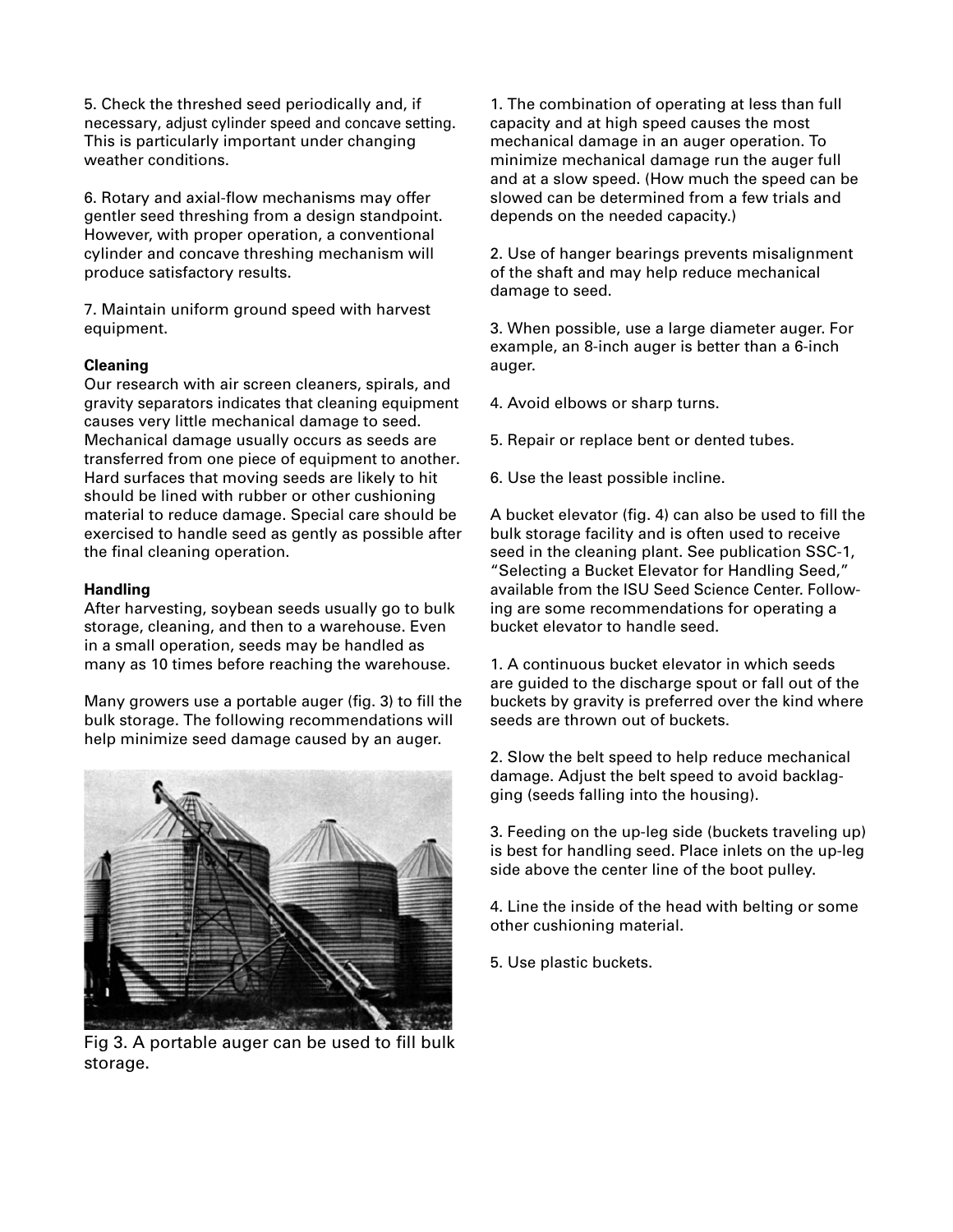5. Check the threshed seed periodically and, if necessary, adjust cylinder speed and concave setting. This is particularly important under changing weather conditions.

6. Rotary and axial-flow mechanisms may offer gentler seed threshing from a design standpoint. However, with proper operation, a conventional cylinder and concave threshing mechanism will produce satisfactory results.

7. Maintain uniform ground speed with harvest equipment.

**Cleaning**

Our research with air screen cleaners, spirals, and gravity separators indicates that cleaning equipment causes very little mechanical damage to seed. Mechanical damage usually occurs as seeds are transferred from one piece of equipment to another. Hard surfaces that moving seeds are likely to hit should be lined with rubber or other cushioning material to reduce damage. Special care should be exercised to handle seed as gently as possible after the final cleaning operation.

**Handling**

After harvesting, soybean seeds usually go to bulk storage, cleaning, and then to a warehouse. Even in a small operation, seeds may be handled as many as 10 times before reaching the warehouse.

Many growers use a portable auger (fig. 3) to fill the bulk storage. The following recommendations will help minimize seed damage caused by an auger.

Fig 3. A portable auger can be used to fill bulk storage.

1. The combination of operating at less than full capacity and at high speed causes the most mechanical damage in an auger operation. To minimize mechanical damage run the auger full and at a slow speed. (How much the speed can be slowed can be determined from a few trials and depends on the needed capacity.)

2. Use of hanger bearings prevents misalignment of the shaft and may help reduce mechanical damage to seed.

3. When possible, use a large diameter auger. For example, an 8-inch auger is better than a 6-inch auger.

4. Avoid elbows or sharp turns.

5. Repair or replace bent or dented tubes.

6. Use the least possible incline.

A bucket elevator (fig. 4) can also be used to fill the bulk storage facility and is often used to receive seed in the cleaning plant. See publication SSC-1, "Selecting a Bucket Elevator for Handling Seed," available from the ISU Seed Science Center. Following are some recommendations for operating a bucket elevator to handle seed.

1. A continuous bucket elevator in which seeds are guided to the discharge spout or fall out of the buckets by gravity is preferred over the kind where seeds are thrown out of buckets.

2. Slow the belt speed to help reduce mechanical damage. Adjust the belt speed to avoid backlagging (seeds falling into the housing).

3. Feeding on the up-leg side (buckets traveling up) is best for handling seed. Place inlets on the up-leg side above the center line of the boot pulley.

4. Line the inside of the head with belting or some other cushioning material.

5. Use plastic buckets.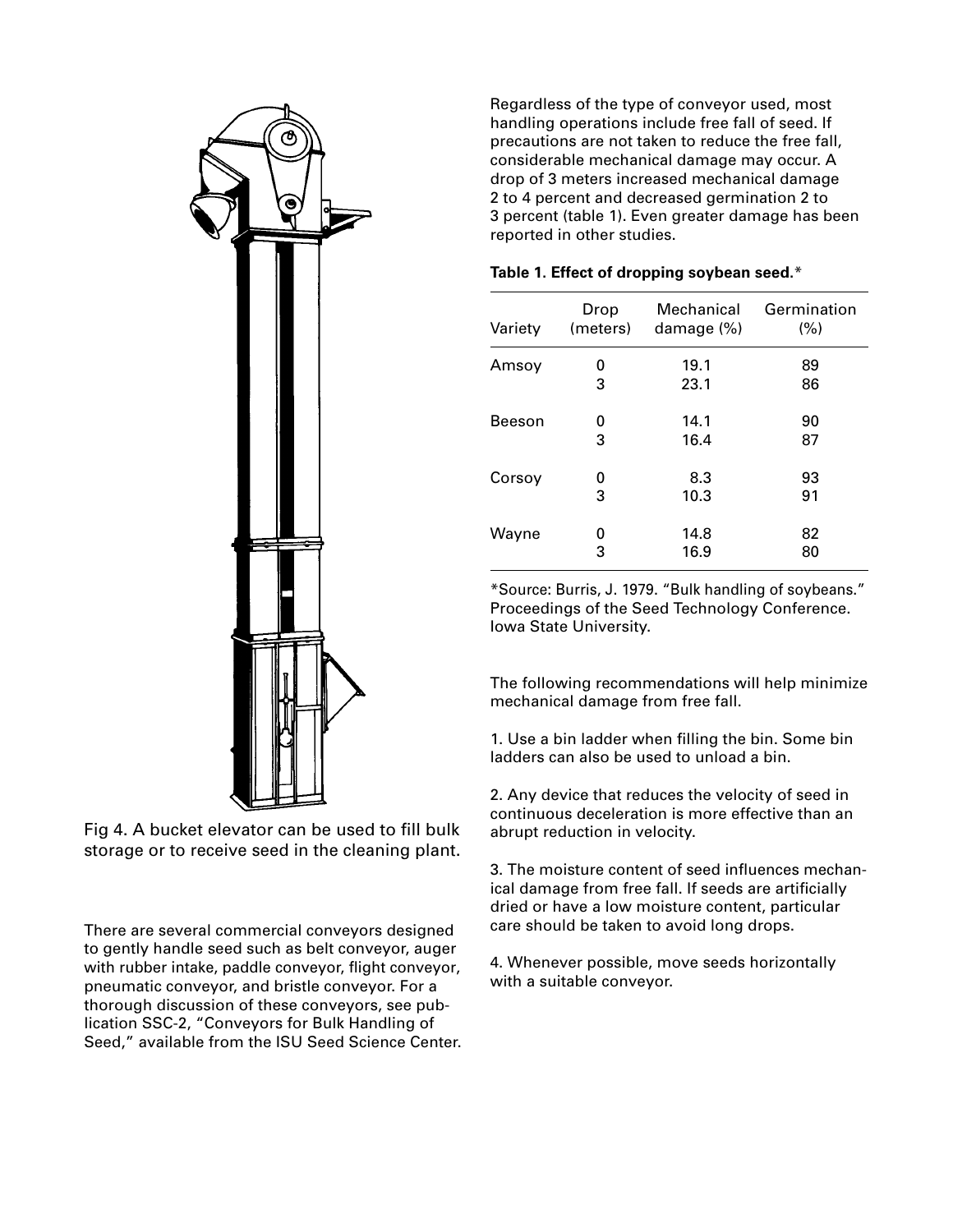Fig 4. A bucket elevator can be used to fill bulk storage or to receive seed in the cleaning plant.

There are several commercial conveyors designed to gently handle seed such as belt conveyor, auger with rubber intake, paddle conveyor, flight conveyor, pneumatic conveyor, and bristle conveyor. For a thorough discussion of these conveyors, see publication SSC-2, "Conveyors for Bulk Handling of Seed," available from the ISU Seed Science Center.

Regardless of the type of conveyor used, most handling operations include free fall of seed. If precautions are not taken to reduce the free fall, considerable mechanical damage may occur. A drop of 3 meters increased mechanical damage 2 to 4 percent and decreased germination 2 to 3 percent (table 1). Even greater damage has been reported in other studies.

**Table 1. Effect of dropping soybean seed.***

| Variety | Drop (meters) | Mechanical damage (%) | Germination (%) |
|---|---|---|---|
| Amsoy | 0 | 19.1 | 89 |
| | 3 | 23.1 | 86 |
| Beeson | 0 | 14.1 | 90 |
| | 3 | 16.4 | 87 |
| Corsoy | 0 | 8.3 | 93 |
| | 3 | 10.3 | 91 |
| Wayne | 0 | 14.8 | 82 |
| | 3 | 16.9 | 80 |

*Source: Burris, J. 1979. "Bulk handling of soybeans." Proceedings of the Seed Technology Conference. Iowa State University.

The following recommendations will help minimize mechanical damage from free fall.

1. Use a bin ladder when filling the bin. Some bin ladders can also be used to unload a bin.

2. Any device that reduces the velocity of seed in continuous deceleration is more effective than an abrupt reduction in velocity.

3. The moisture content of seed influences mechanical damage from free fall. If seeds are artificially dried or have a low moisture content, particular care should be taken to avoid long drops.

4. Whenever possible, move seeds horizontally with a suitable conveyor.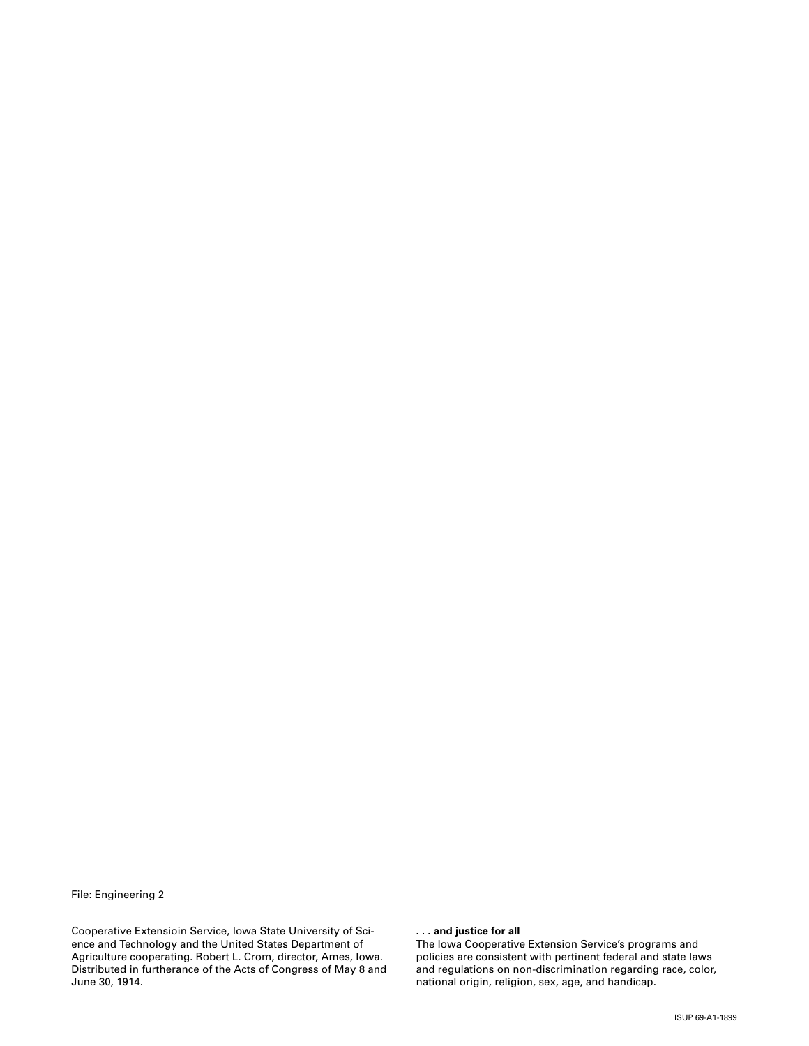File: Engineering 2

Cooperative Extensioin Service, Iowa State University of Science and Technology and the United States Department of Agriculture cooperating. Robert L. Crom, director, Ames, Iowa. Distributed in furtherance of the Acts of Congress of May 8 and June 30, 1914.

**. . . and justice for all**
The Iowa Cooperative Extension Service's programs and policies are consistent with pertinent federal and state laws and regulations on non-discrimination regarding race, color, national origin, religion, sex, age, and handicap.

ISUP 69-A1-1899